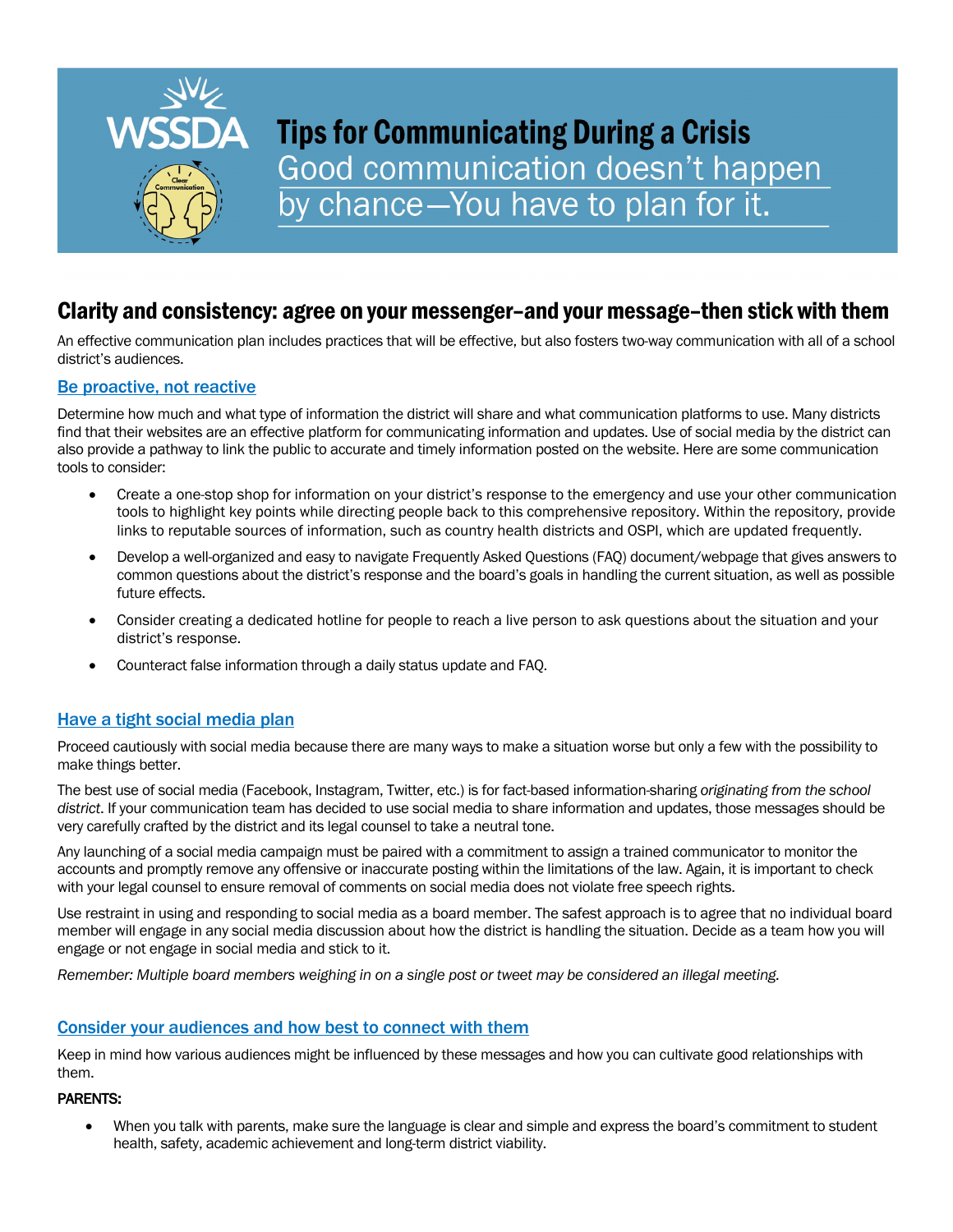WSSDA

# Tips for Communicating During a Crisis

Good communication doesn't happen by chance—You have to plan for it.

## Clarity and consistency: agree on your messenger–and your message–then stick with them

An effective communication plan includes practices that will be effective, but also fosters two-way communication with all of a school district's audiences.

### Be proactive, not reactive

Determine how much and what type of information the district will share and what communication platforms to use. Many districts find that their websites are an effective platform for communicating information and updates. Use of social media by the district can also provide a pathway to link the public to accurate and timely information posted on the website. Here are some communication tools to consider:

- Create a one-stop shop for information on your district's response to the emergency and use your other communication tools to highlight key points while directing people back to this comprehensive repository. Within the repository, provide links to reputable sources of information, such as country health districts and OSPI, which are updated frequently.
- Develop a well-organized and easy to navigate Frequently Asked Questions (FAQ) document/webpage that gives answers to common questions about the district's response and the board's goals in handling the current situation, as well as possible future effects.
- Consider creating a dedicated hotline for people to reach a live person to ask questions about the situation and your district's response.
- Counteract false information through a daily status update and FAQ.

### Have a tight social media plan

Proceed cautiously with social media because there are many ways to make a situation worse but only a few with the possibility to make things better.

The best use of social media (Facebook, Instagram, Twitter, etc.) is for fact-based information-sharing *originating from the school district*. If your communication team has decided to use social media to share information and updates, those messages should be very carefully crafted by the district and its legal counsel to take a neutral tone.

Any launching of a social media campaign must be paired with a commitment to assign a trained communicator to monitor the accounts and promptly remove any offensive or inaccurate posting within the limitations of the law. Again, it is important to check with your legal counsel to ensure removal of comments on social media does not violate free speech rights.

Use restraint in using and responding to social media as a board member. The safest approach is to agree that no individual board member will engage in any social media discussion about how the district is handling the situation. Decide as a team how you will engage or not engage in social media and stick to it.

*Remember: Multiple board members weighing in on a single post or tweet may be considered an illegal meeting.*

### Consider your audiences and how best to connect with them

Keep in mind how various audiences might be influenced by these messages and how you can cultivate good relationships with them.

**PARENTS:**

- When you talk with parents, make sure the language is clear and simple and express the board's commitment to student health, safety, academic achievement and long-term district viability.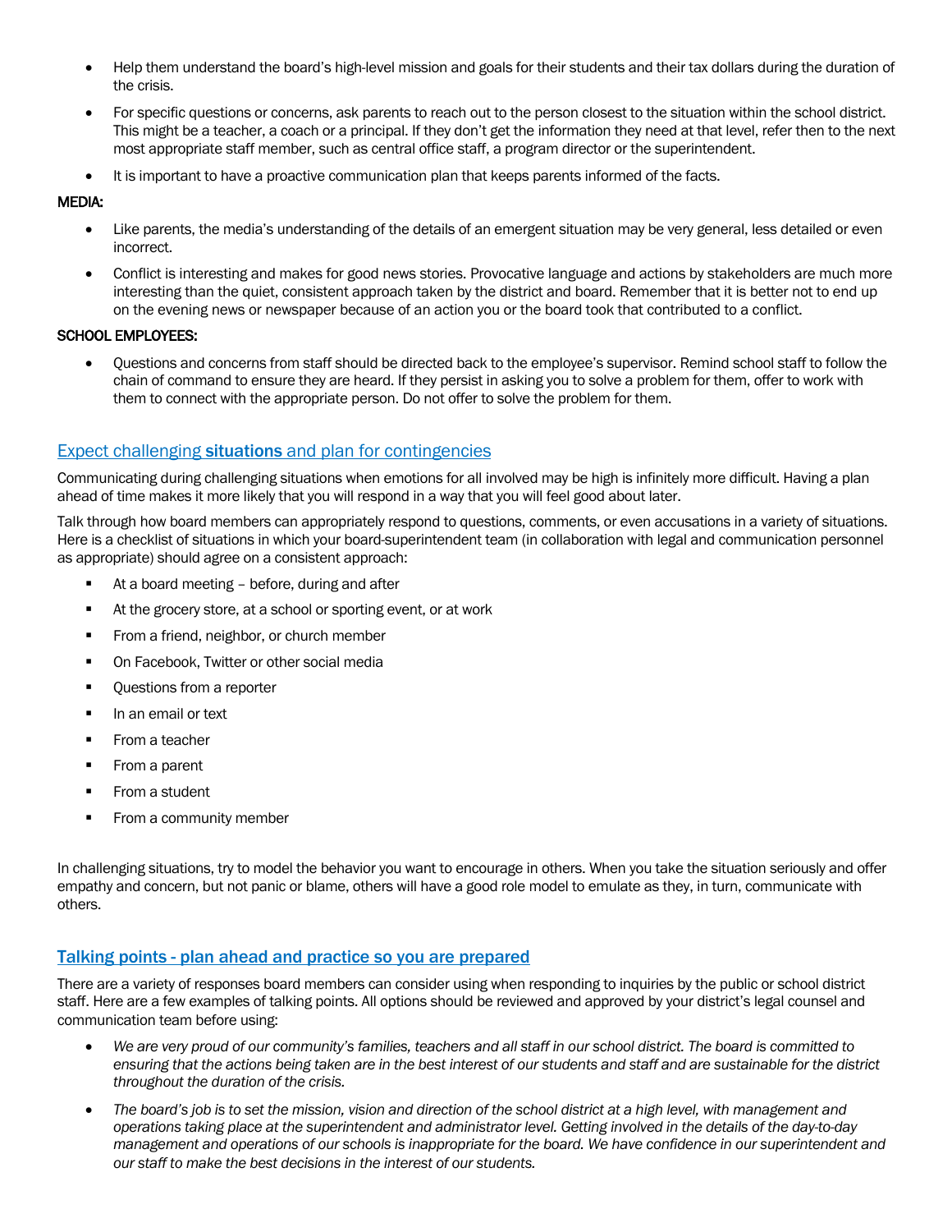- Help them understand the board's high-level mission and goals for their students and their tax dollars during the duration of the crisis.
- For specific questions or concerns, ask parents to reach out to the person closest to the situation within the school district. This might be a teacher, a coach or a principal. If they don't get the information they need at that level, refer then to the next most appropriate staff member, such as central office staff, a program director or the superintendent.
- It is important to have a proactive communication plan that keeps parents informed of the facts.

**MEDIA:**

- Like parents, the media's understanding of the details of an emergent situation may be very general, less detailed or even incorrect.
- Conflict is interesting and makes for good news stories. Provocative language and actions by stakeholders are much more interesting than the quiet, consistent approach taken by the district and board. Remember that it is better not to end up on the evening news or newspaper because of an action you or the board took that contributed to a conflict.

**SCHOOL EMPLOYEES:**

- Questions and concerns from staff should be directed back to the employee's supervisor. Remind school staff to follow the chain of command to ensure they are heard. If they persist in asking you to solve a problem for them, offer to work with them to connect with the appropriate person. Do not offer to solve the problem for them.

## Expect challenging **situations** and plan for contingencies

Communicating during challenging situations when emotions for all involved may be high is infinitely more difficult. Having a plan ahead of time makes it more likely that you will respond in a way that you will feel good about later.

Talk through how board members can appropriately respond to questions, comments, or even accusations in a variety of situations. Here is a checklist of situations in which your board-superintendent team (in collaboration with legal and communication personnel as appropriate) should agree on a consistent approach:

- At a board meeting – before, during and after
- At the grocery store, at a school or sporting event, or at work
- From a friend, neighbor, or church member
- On Facebook, Twitter or other social media
- Questions from a reporter
- In an email or text
- From a teacher
- From a parent
- From a student
- From a community member

In challenging situations, try to model the behavior you want to encourage in others. When you take the situation seriously and offer empathy and concern, but not panic or blame, others will have a good role model to emulate as they, in turn, communicate with others.

## **Talking points - plan ahead and practice so you are prepared**

There are a variety of responses board members can consider using when responding to inquiries by the public or school district staff. Here are a few examples of talking points. All options should be reviewed and approved by your district's legal counsel and communication team before using:

- *We are very proud of our community's families, teachers and all staff in our school district. The board is committed to ensuring that the actions being taken are in the best interest of our students and staff and are sustainable for the district throughout the duration of the crisis.*
- *The board's job is to set the mission, vision and direction of the school district at a high level, with management and operations taking place at the superintendent and administrator level. Getting involved in the details of the day-to-day management and operations of our schools is inappropriate for the board. We have confidence in our superintendent and our staff to make the best decisions in the interest of our students.*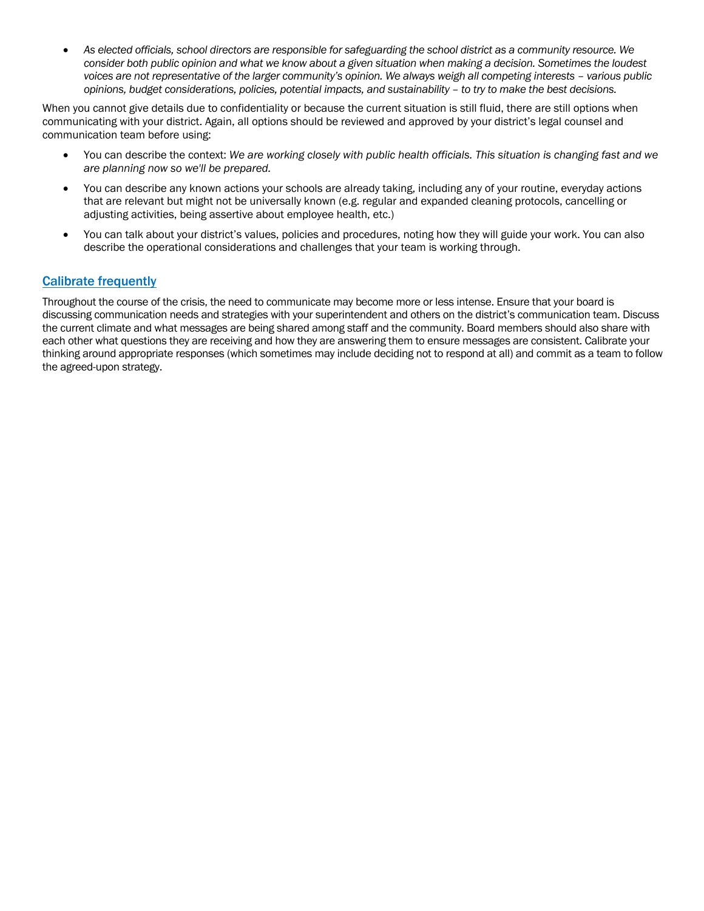- *As elected officials, school directors are responsible for safeguarding the school district as a community resource. We consider both public opinion and what we know about a given situation when making a decision. Sometimes the loudest voices are not representative of the larger community's opinion. We always weigh all competing interests – various public opinions, budget considerations, policies, potential impacts, and sustainability – to try to make the best decisions.*

When you cannot give details due to confidentiality or because the current situation is still fluid, there are still options when communicating with your district. Again, all options should be reviewed and approved by your district's legal counsel and communication team before using:

- You can describe the context: *We are working closely with public health officials. This situation is changing fast and we are planning now so we'll be prepared.*
- You can describe any known actions your schools are already taking, including any of your routine, everyday actions that are relevant but might not be universally known (e.g. regular and expanded cleaning protocols, cancelling or adjusting activities, being assertive about employee health, etc.)
- You can talk about your district's values, policies and procedures, noting how they will guide your work. You can also describe the operational considerations and challenges that your team is working through.

## Calibrate frequently

Throughout the course of the crisis, the need to communicate may become more or less intense. Ensure that your board is discussing communication needs and strategies with your superintendent and others on the district's communication team. Discuss the current climate and what messages are being shared among staff and the community. Board members should also share with each other what questions they are receiving and how they are answering them to ensure messages are consistent. Calibrate your thinking around appropriate responses (which sometimes may include deciding not to respond at all) and commit as a team to follow the agreed-upon strategy.